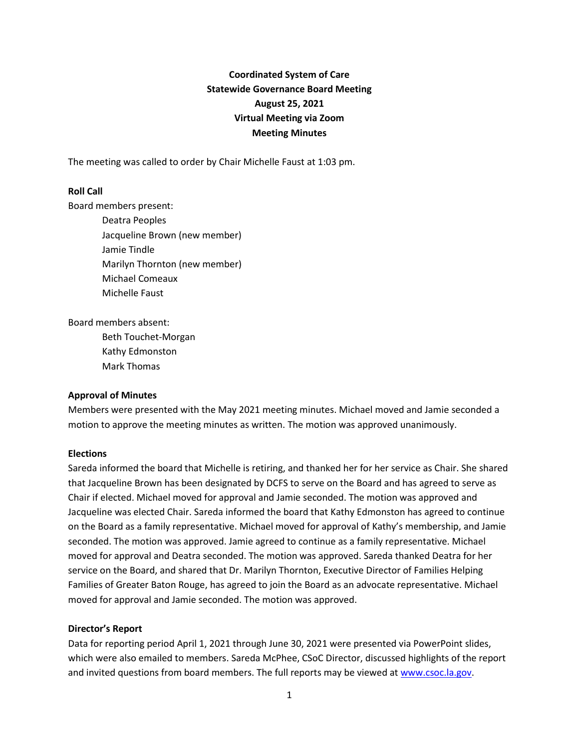**Coordinated System of Care**
**Statewide Governance Board Meeting**
**August 25, 2021**
**Virtual Meeting via Zoom**
**Meeting Minutes**

The meeting was called to order by Chair Michelle Faust at 1:03 pm.

**Roll Call**

Board members present:

- Deatra Peoples
- Jacqueline Brown (new member)
- Jamie Tindle
- Marilyn Thornton (new member)
- Michael Comeaux
- Michelle Faust

Board members absent:

- Beth Touchet-Morgan
- Kathy Edmonston
- Mark Thomas

**Approval of Minutes**

Members were presented with the May 2021 meeting minutes. Michael moved and Jamie seconded a motion to approve the meeting minutes as written. The motion was approved unanimously.

**Elections**

Sareda informed the board that Michelle is retiring, and thanked her for her service as Chair. She shared that Jacqueline Brown has been designated by DCFS to serve on the Board and has agreed to serve as Chair if elected. Michael moved for approval and Jamie seconded. The motion was approved and Jacqueline was elected Chair. Sareda informed the board that Kathy Edmonston has agreed to continue on the Board as a family representative. Michael moved for approval of Kathy's membership, and Jamie seconded. The motion was approved. Jamie agreed to continue as a family representative. Michael moved for approval and Deatra seconded. The motion was approved. Sareda thanked Deatra for her service on the Board, and shared that Dr. Marilyn Thornton, Executive Director of Families Helping Families of Greater Baton Rouge, has agreed to join the Board as an advocate representative. Michael moved for approval and Jamie seconded. The motion was approved.

**Director's Report**

Data for reporting period April 1, 2021 through June 30, 2021 were presented via PowerPoint slides, which were also emailed to members. Sareda McPhee, CSoC Director, discussed highlights of the report and invited questions from board members. The full reports may be viewed at [www.csoc.la.gov](www.csoc.la.gov).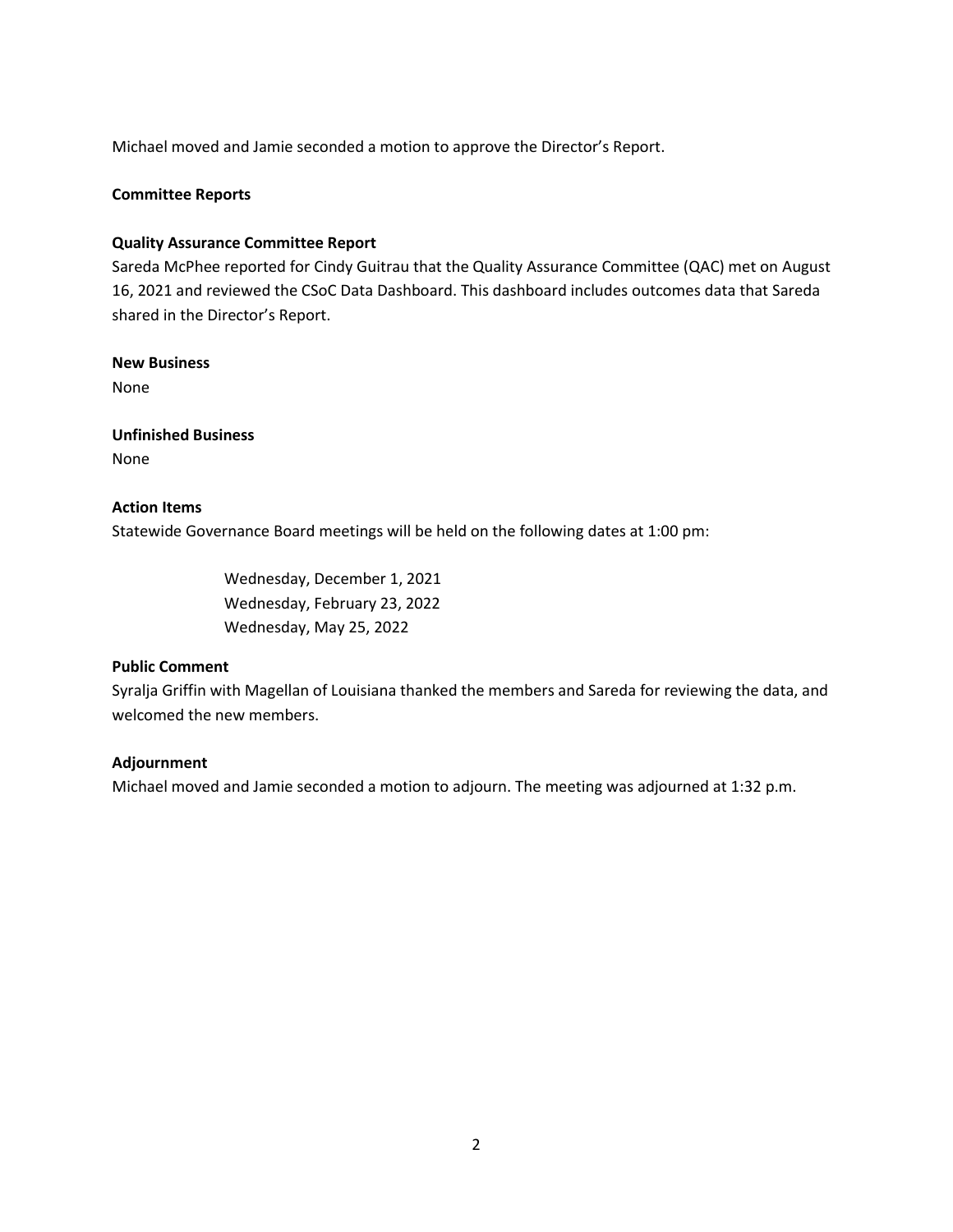Michael moved and Jamie seconded a motion to approve the Director's Report.

**Committee Reports**

**Quality Assurance Committee Report**

Sareda McPhee reported for Cindy Guitrau that the Quality Assurance Committee (QAC) met on August 16, 2021 and reviewed the CSoC Data Dashboard. This dashboard includes outcomes data that Sareda shared in the Director's Report.

**New Business**

None

**Unfinished Business**

None

**Action Items**

Statewide Governance Board meetings will be held on the following dates at 1:00 pm:

Wednesday, December 1, 2021
Wednesday, February 23, 2022
Wednesday, May 25, 2022

**Public Comment**

Syralja Griffin with Magellan of Louisiana thanked the members and Sareda for reviewing the data, and welcomed the new members.

**Adjournment**

Michael moved and Jamie seconded a motion to adjourn. The meeting was adjourned at 1:32 p.m.